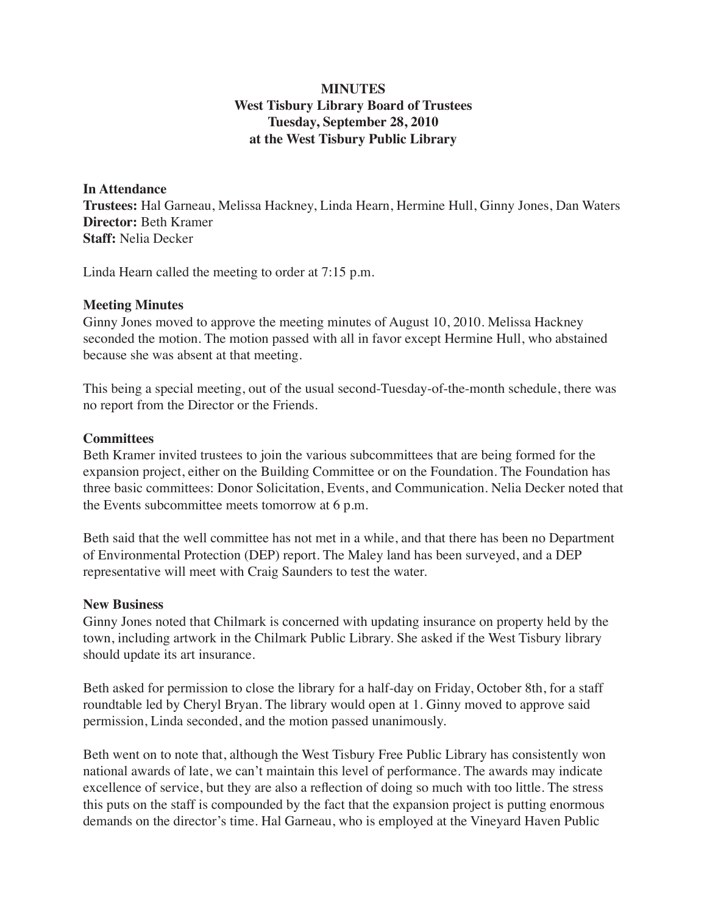**MINUTES**
**West Tisbury Library Board of Trustees**
**Tuesday, September 28, 2010**
**at the West Tisbury Public Library**

**In Attendance**
**Trustees:** Hal Garneau, Melissa Hackney, Linda Hearn, Hermine Hull, Ginny Jones, Dan Waters
**Director:** Beth Kramer
**Staff:** Nelia Decker

Linda Hearn called the meeting to order at 7:15 p.m.

**Meeting Minutes**
Ginny Jones moved to approve the meeting minutes of August 10, 2010. Melissa Hackney seconded the motion. The motion passed with all in favor except Hermine Hull, who abstained because she was absent at that meeting.

This being a special meeting, out of the usual second-Tuesday-of-the-month schedule, there was no report from the Director or the Friends.

**Committees**
Beth Kramer invited trustees to join the various subcommittees that are being formed for the expansion project, either on the Building Committee or on the Foundation. The Foundation has three basic committees: Donor Solicitation, Events, and Communication. Nelia Decker noted that the Events subcommittee meets tomorrow at 6 p.m.

Beth said that the well committee has not met in a while, and that there has been no Department of Environmental Protection (DEP) report. The Maley land has been surveyed, and a DEP representative will meet with Craig Saunders to test the water.

**New Business**
Ginny Jones noted that Chilmark is concerned with updating insurance on property held by the town, including artwork in the Chilmark Public Library. She asked if the West Tisbury library should update its art insurance.

Beth asked for permission to close the library for a half-day on Friday, October 8th, for a staff roundtable led by Cheryl Bryan. The library would open at 1. Ginny moved to approve said permission, Linda seconded, and the motion passed unanimously.

Beth went on to note that, although the West Tisbury Free Public Library has consistently won national awards of late, we can't maintain this level of performance. The awards may indicate excellence of service, but they are also a reflection of doing so much with too little. The stress this puts on the staff is compounded by the fact that the expansion project is putting enormous demands on the director's time. Hal Garneau, who is employed at the Vineyard Haven Public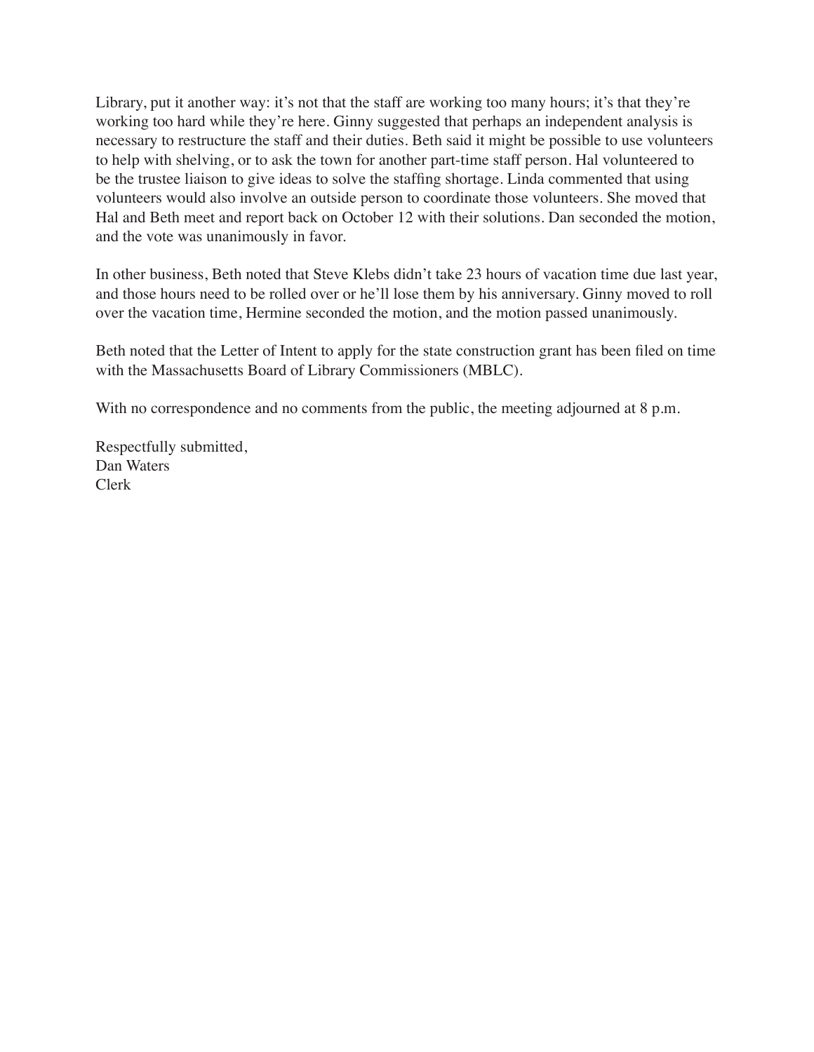Library, put it another way: it's not that the staff are working too many hours; it's that they're working too hard while they're here. Ginny suggested that perhaps an independent analysis is necessary to restructure the staff and their duties. Beth said it might be possible to use volunteers to help with shelving, or to ask the town for another part-time staff person. Hal volunteered to be the trustee liaison to give ideas to solve the staffing shortage. Linda commented that using volunteers would also involve an outside person to coordinate those volunteers. She moved that Hal and Beth meet and report back on October 12 with their solutions. Dan seconded the motion, and the vote was unanimously in favor.

In other business, Beth noted that Steve Klebs didn't take 23 hours of vacation time due last year, and those hours need to be rolled over or he'll lose them by his anniversary. Ginny moved to roll over the vacation time, Hermine seconded the motion, and the motion passed unanimously.

Beth noted that the Letter of Intent to apply for the state construction grant has been filed on time with the Massachusetts Board of Library Commissioners (MBLC).

With no correspondence and no comments from the public, the meeting adjourned at 8 p.m.

Respectfully submitted,  
Dan Waters  
Clerk